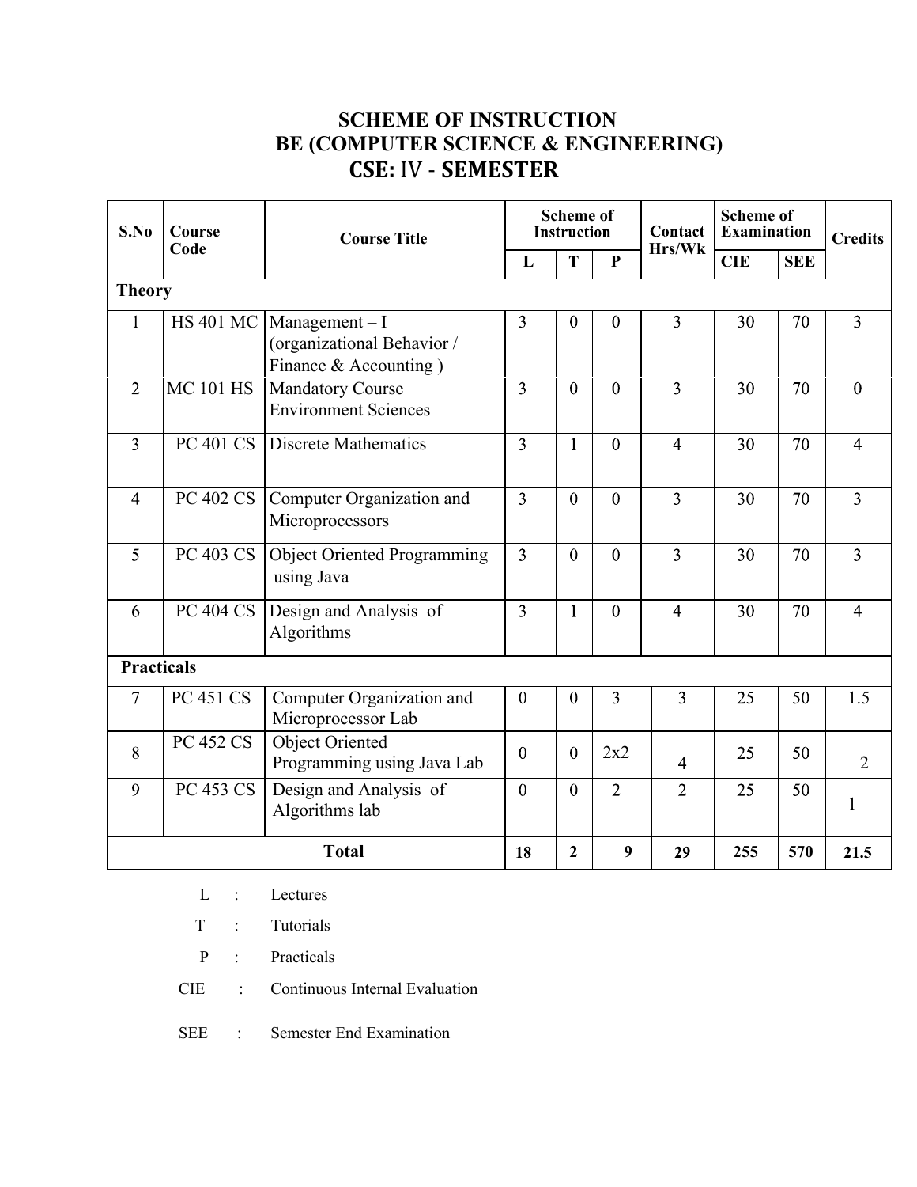# SCHEME OF INSTRUCTION
## BE (COMPUTER SCIENCE & ENGINEERING)
## CSE: IV - SEMESTER

| S.No | Course Code | Course Title | Scheme of Instruction | | | Contact Hrs/Wk | Scheme of Examination | | Credits |
|---|---|---|---|---|---|---|---|---|---|
| | | | L | T | P | | CIE | SEE | |
| **Theory** | | | | | | | | | |
| 1 | HS 401 MC | Management – I (organizational Behavior / Finance & Accounting ) | 3 | 0 | 0 | 3 | 30 | 70 | 3 |
| 2 | MC 101 HS | Mandatory Course Environment Sciences | 3 | 0 | 0 | 3 | 30 | 70 | 0 |
| 3 | PC 401 CS | Discrete Mathematics | 3 | 1 | 0 | 4 | 30 | 70 | 4 |
| 4 | PC 402 CS | Computer Organization and Microprocessors | 3 | 0 | 0 | 3 | 30 | 70 | 3 |
| 5 | PC 403 CS | Object Oriented Programming using Java | 3 | 0 | 0 | 3 | 30 | 70 | 3 |
| 6 | PC 404 CS | Design and Analysis of Algorithms | 3 | 1 | 0 | 4 | 30 | 70 | 4 |
| **Practicals** | | | | | | | | | |
| 7 | PC 451 CS | Computer Organization and Microprocessor Lab | 0 | 0 | 3 | 3 | 25 | 50 | 1.5 |
| 8 | PC 452 CS | Object Oriented Programming using Java Lab | 0 | 0 | 2x2 | 4 | 25 | 50 | 2 |
| 9 | PC 453 CS | Design and Analysis of Algorithms lab | 0 | 0 | 2 | 2 | 25 | 50 | 1 |
| | | **Total** | **18** | **2** | **9** | **29** | **255** | **570** | **21.5** |

L : Lectures

T : Tutorials

P : Practicals

CIE : Continuous Internal Evaluation

SEE : Semester End Examination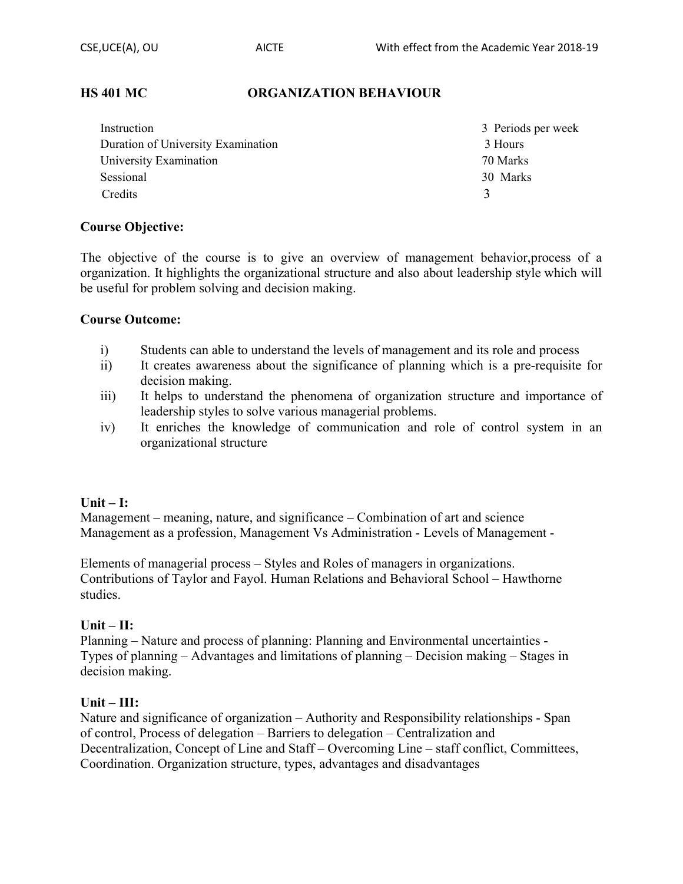## HS 401 MC ORGANIZATION BEHAVIOUR

| | |
|---|---|
| Instruction | 3 Periods per week |
| Duration of University Examination | 3 Hours |
| University Examination | 70 Marks |
| Sessional | 30 Marks |
| Credits | 3 |

**Course Objective:**

The objective of the course is to give an overview of management behavior,process of a organization. It highlights the organizational structure and also about leadership style which will be useful for problem solving and decision making.

**Course Outcome:**

i) Students can able to understand the levels of management and its role and process
ii) It creates awareness about the significance of planning which is a pre-requisite for decision making.
iii) It helps to understand the phenomena of organization structure and importance of leadership styles to solve various managerial problems.
iv) It enriches the knowledge of communication and role of control system in an organizational structure

**Unit – I:**

Management – meaning, nature, and significance – Combination of art and science Management as a profession, Management Vs Administration - Levels of Management -

Elements of managerial process – Styles and Roles of managers in organizations. Contributions of Taylor and Fayol. Human Relations and Behavioral School – Hawthorne studies.

**Unit – II:**

Planning – Nature and process of planning: Planning and Environmental uncertainties - Types of planning – Advantages and limitations of planning – Decision making – Stages in decision making.

**Unit – III:**

Nature and significance of organization – Authority and Responsibility relationships - Span of control, Process of delegation – Barriers to delegation – Centralization and Decentralization, Concept of Line and Staff – Overcoming Line – staff conflict, Committees, Coordination. Organization structure, types, advantages and disadvantages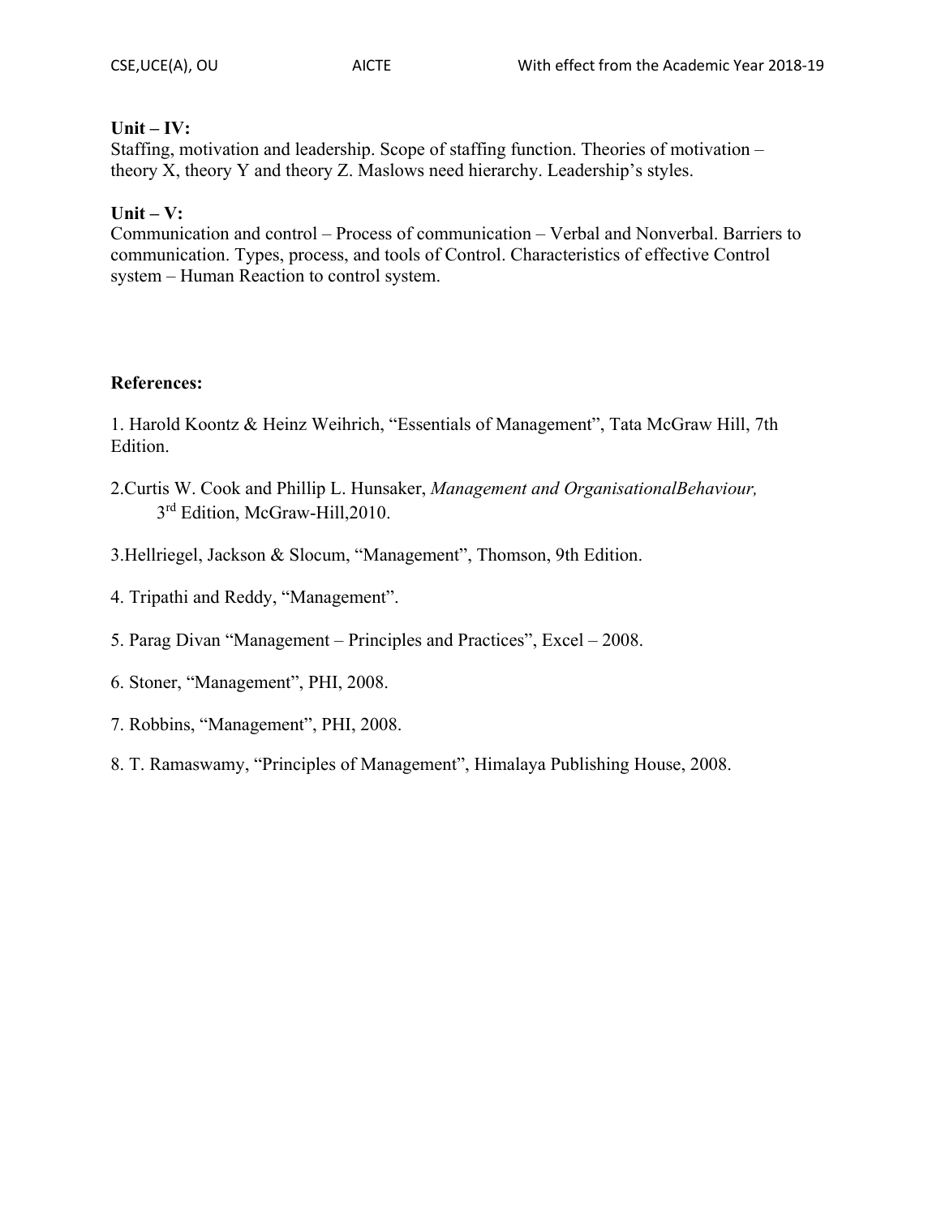**Unit – IV:**

Staffing, motivation and leadership. Scope of staffing function. Theories of motivation – theory X, theory Y and theory Z. Maslows need hierarchy. Leadership's styles.

**Unit – V:**

Communication and control – Process of communication – Verbal and Nonverbal. Barriers to communication. Types, process, and tools of Control. Characteristics of effective Control system – Human Reaction to control system.

**References:**

1. Harold Koontz & Heinz Weihrich, "Essentials of Management", Tata McGraw Hill, 7th Edition.

2. Curtis W. Cook and Phillip L. Hunsaker, *Management and OrganisationalBehaviour,* 3rd Edition, McGraw-Hill,2010.

3. Hellriegel, Jackson & Slocum, "Management", Thomson, 9th Edition.

4. Tripathi and Reddy, "Management".

5. Parag Divan "Management – Principles and Practices", Excel – 2008.

6. Stoner, "Management", PHI, 2008.

7. Robbins, "Management", PHI, 2008.

8. T. Ramaswamy, "Principles of Management", Himalaya Publishing House, 2008.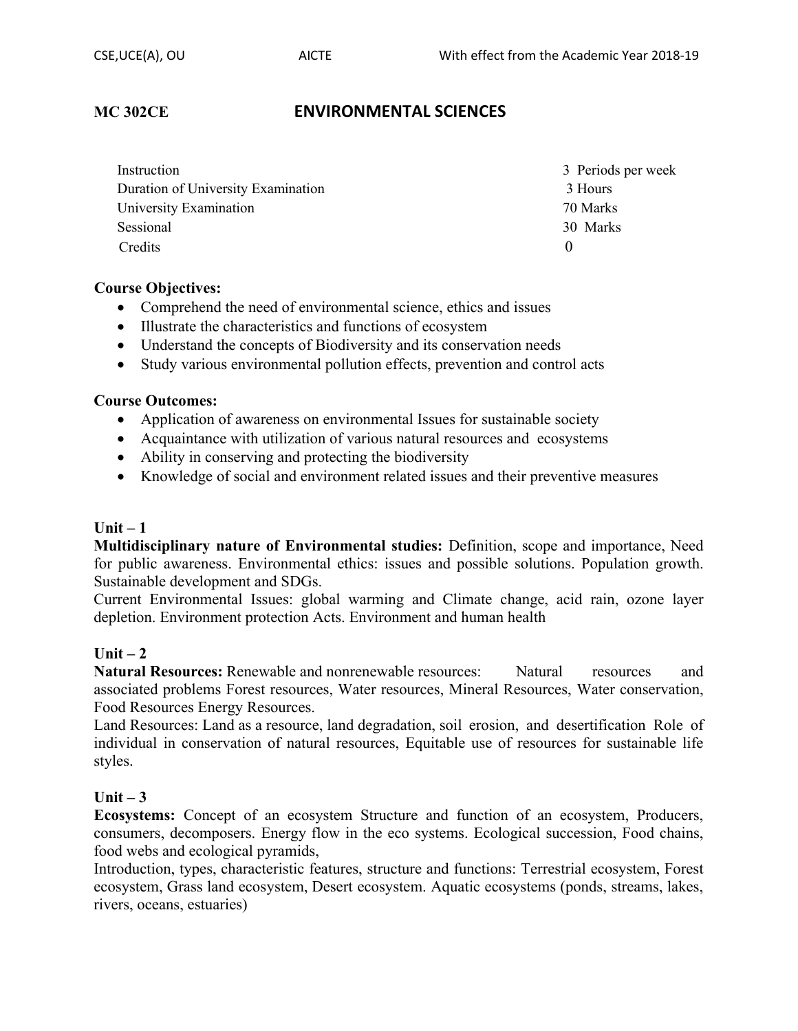## MC 302CE ENVIRONMENTAL SCIENCES

| | |
|---|---|
| Instruction | 3 Periods per week |
| Duration of University Examination | 3 Hours |
| University Examination | 70 Marks |
| Sessional | 30 Marks |
| Credits | 0 |

**Course Objectives:**

- Comprehend the need of environmental science, ethics and issues
- Illustrate the characteristics and functions of ecosystem
- Understand the concepts of Biodiversity and its conservation needs
- Study various environmental pollution effects, prevention and control acts

**Course Outcomes:**

- Application of awareness on environmental Issues for sustainable society
- Acquaintance with utilization of various natural resources and ecosystems
- Ability in conserving and protecting the biodiversity
- Knowledge of social and environment related issues and their preventive measures

**Unit – 1**

**Multidisciplinary nature of Environmental studies:** Definition, scope and importance, Need for public awareness. Environmental ethics: issues and possible solutions. Population growth. Sustainable development and SDGs.

Current Environmental Issues: global warming and Climate change, acid rain, ozone layer depletion. Environment protection Acts. Environment and human health

**Unit – 2**

**Natural Resources:** Renewable and nonrenewable resources: Natural resources and associated problems Forest resources, Water resources, Mineral Resources, Water conservation, Food Resources Energy Resources.

Land Resources: Land as a resource, land degradation, soil erosion, and desertification Role of individual in conservation of natural resources, Equitable use of resources for sustainable life styles.

**Unit – 3**

**Ecosystems:** Concept of an ecosystem Structure and function of an ecosystem, Producers, consumers, decomposers. Energy flow in the eco systems. Ecological succession, Food chains, food webs and ecological pyramids,

Introduction, types, characteristic features, structure and functions: Terrestrial ecosystem, Forest ecosystem, Grass land ecosystem, Desert ecosystem. Aquatic ecosystems (ponds, streams, lakes, rivers, oceans, estuaries)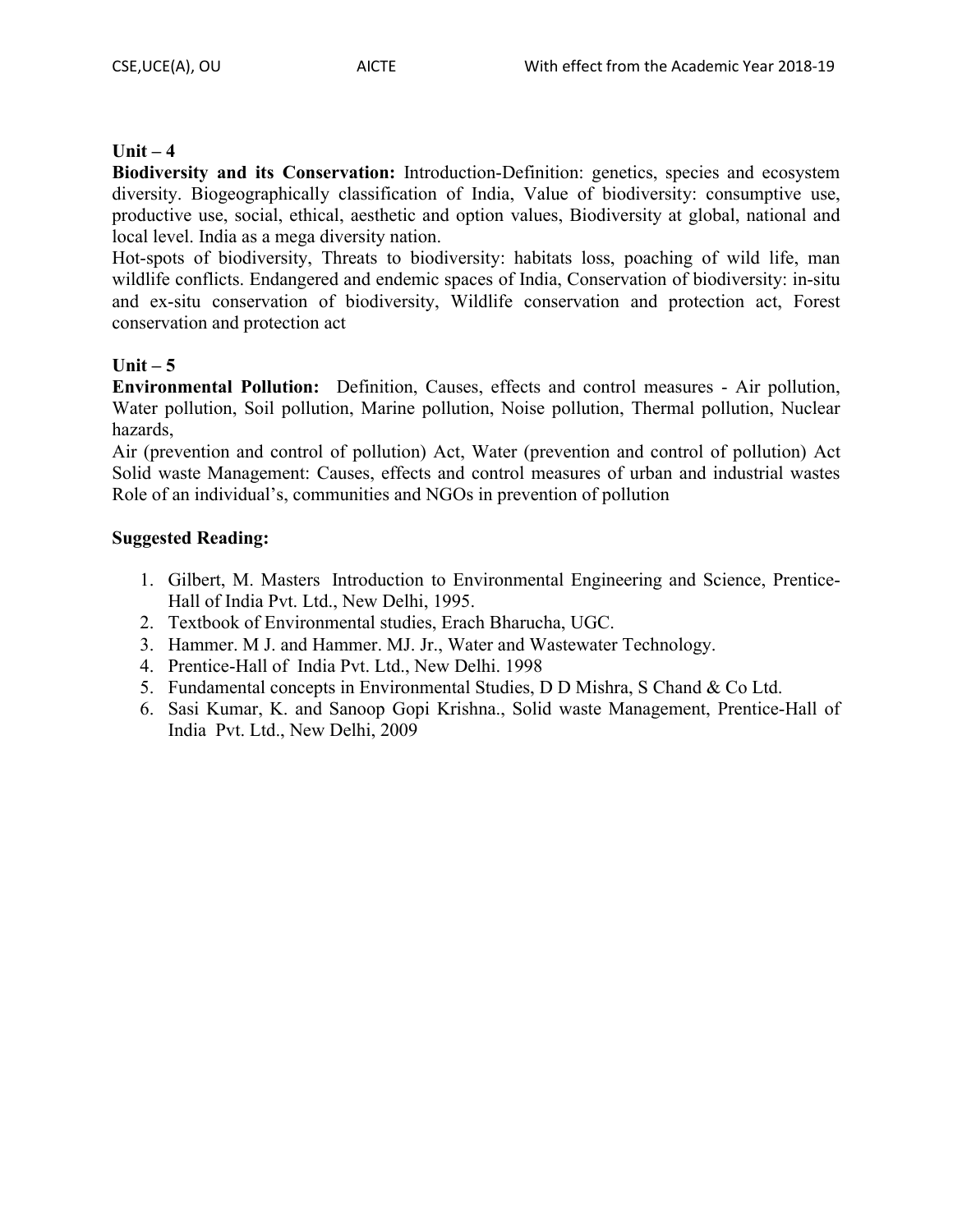**Unit – 4**

**Biodiversity and its Conservation:** Introduction-Definition: genetics, species and ecosystem diversity. Biogeographically classification of India, Value of biodiversity: consumptive use, productive use, social, ethical, aesthetic and option values, Biodiversity at global, national and local level. India as a mega diversity nation.

Hot-spots of biodiversity, Threats to biodiversity: habitats loss, poaching of wild life, man wildlife conflicts. Endangered and endemic spaces of India, Conservation of biodiversity: in-situ and ex-situ conservation of biodiversity, Wildlife conservation and protection act, Forest conservation and protection act

**Unit – 5**

**Environmental Pollution:** Definition, Causes, effects and control measures - Air pollution, Water pollution, Soil pollution, Marine pollution, Noise pollution, Thermal pollution, Nuclear hazards,

Air (prevention and control of pollution) Act, Water (prevention and control of pollution) Act Solid waste Management: Causes, effects and control measures of urban and industrial wastes Role of an individual's, communities and NGOs in prevention of pollution

**Suggested Reading:**

1. Gilbert, M. Masters Introduction to Environmental Engineering and Science, Prentice-Hall of India Pvt. Ltd., New Delhi, 1995.
2. Textbook of Environmental studies, Erach Bharucha, UGC.
3. Hammer. M J. and Hammer. MJ. Jr., Water and Wastewater Technology.
4. Prentice-Hall of India Pvt. Ltd., New Delhi. 1998
5. Fundamental concepts in Environmental Studies, D D Mishra, S Chand & Co Ltd.
6. Sasi Kumar, K. and Sanoop Gopi Krishna., Solid waste Management, Prentice-Hall of India Pvt. Ltd., New Delhi, 2009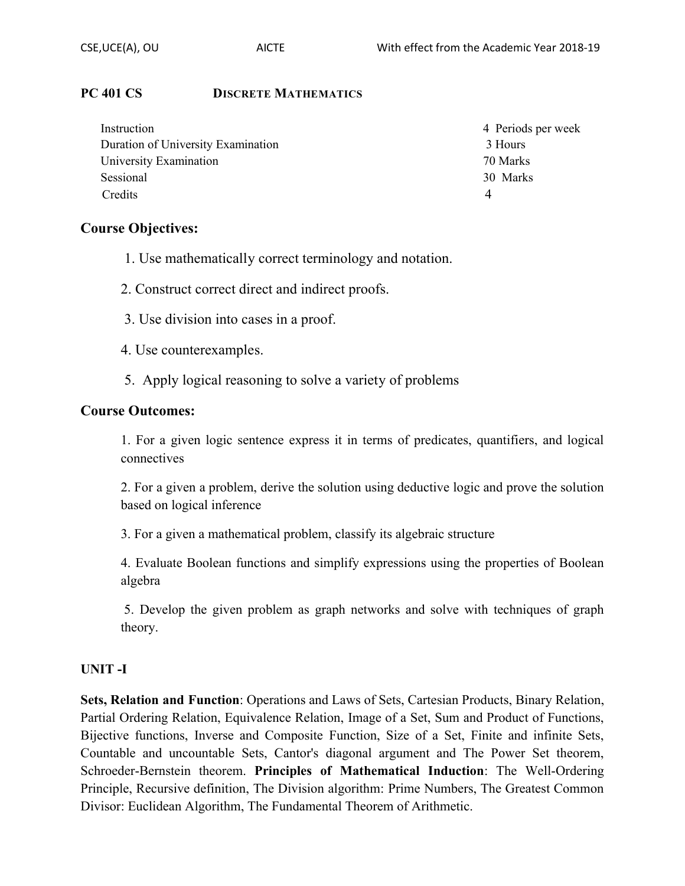## PC 401 CS DISCRETE MATHEMATICS

| | |
|---|---|
| Instruction | 4 Periods per week |
| Duration of University Examination | 3 Hours |
| University Examination | 70 Marks |
| Sessional | 30 Marks |
| Credits | 4 |

### Course Objectives:

1. Use mathematically correct terminology and notation.
2. Construct correct direct and indirect proofs.
3. Use division into cases in a proof.
4. Use counterexamples.
5. Apply logical reasoning to solve a variety of problems

### Course Outcomes:

1. For a given logic sentence express it in terms of predicates, quantifiers, and logical connectives
2. For a given a problem, derive the solution using deductive logic and prove the solution based on logical inference
3. For a given a mathematical problem, classify its algebraic structure
4. Evaluate Boolean functions and simplify expressions using the properties of Boolean algebra
5. Develop the given problem as graph networks and solve with techniques of graph theory.

### UNIT -I

**Sets, Relation and Function**: Operations and Laws of Sets, Cartesian Products, Binary Relation, Partial Ordering Relation, Equivalence Relation, Image of a Set, Sum and Product of Functions, Bijective functions, Inverse and Composite Function, Size of a Set, Finite and infinite Sets, Countable and uncountable Sets, Cantor's diagonal argument and The Power Set theorem, Schroeder-Bernstein theorem. **Principles of Mathematical Induction**: The Well-Ordering Principle, Recursive definition, The Division algorithm: Prime Numbers, The Greatest Common Divisor: Euclidean Algorithm, The Fundamental Theorem of Arithmetic.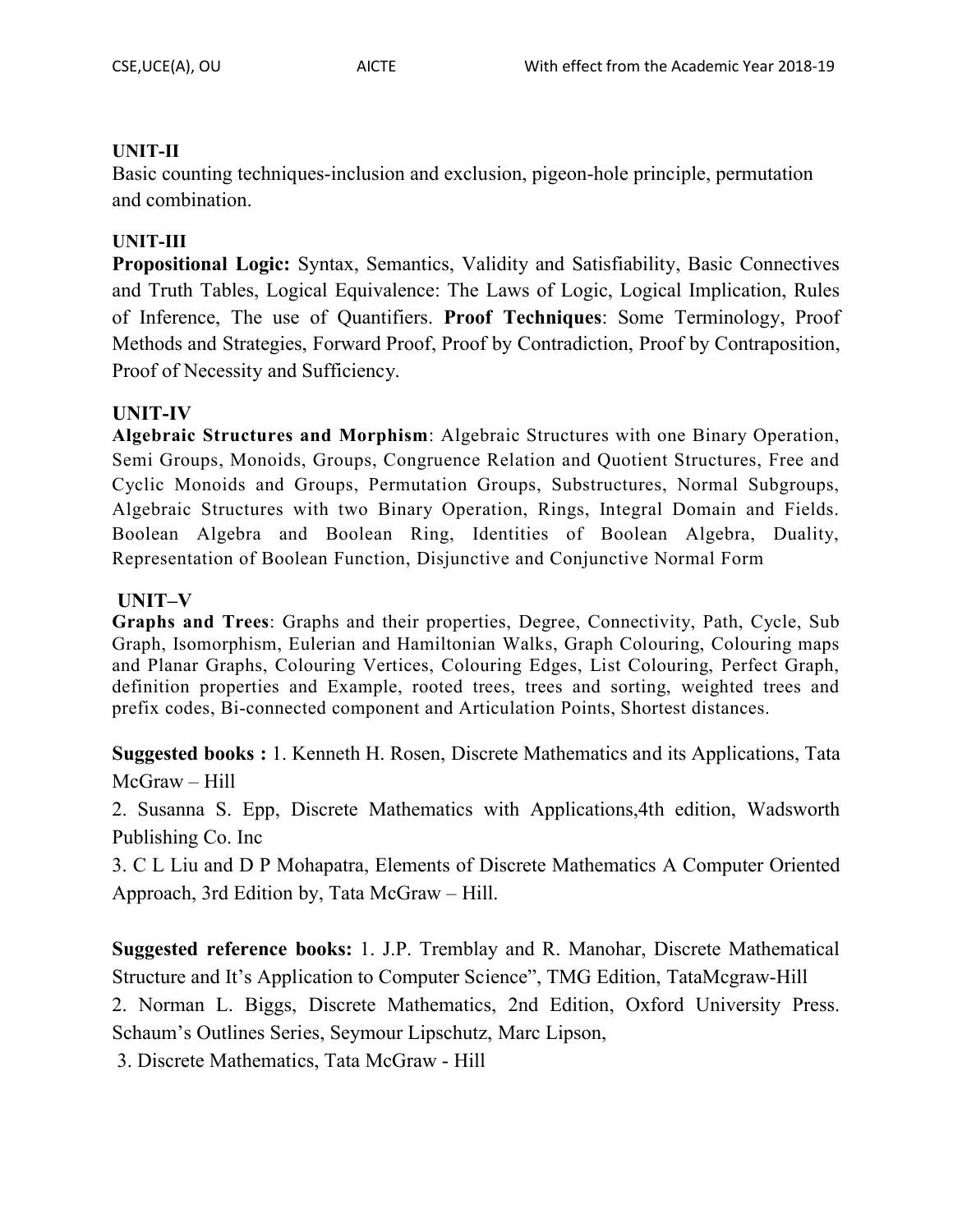**UNIT-II**

Basic counting techniques-inclusion and exclusion, pigeon-hole principle, permutation and combination.

**UNIT-III**

**Propositional Logic:** Syntax, Semantics, Validity and Satisfiability, Basic Connectives and Truth Tables, Logical Equivalence: The Laws of Logic, Logical Implication, Rules of Inference, The use of Quantifiers. **Proof Techniques**: Some Terminology, Proof Methods and Strategies, Forward Proof, Proof by Contradiction, Proof by Contraposition, Proof of Necessity and Sufficiency.

**UNIT-IV**

**Algebraic Structures and Morphism**: Algebraic Structures with one Binary Operation, Semi Groups, Monoids, Groups, Congruence Relation and Quotient Structures, Free and Cyclic Monoids and Groups, Permutation Groups, Substructures, Normal Subgroups, Algebraic Structures with two Binary Operation, Rings, Integral Domain and Fields. Boolean Algebra and Boolean Ring, Identities of Boolean Algebra, Duality, Representation of Boolean Function, Disjunctive and Conjunctive Normal Form

**UNIT–V**

**Graphs and Trees**: Graphs and their properties, Degree, Connectivity, Path, Cycle, Sub Graph, Isomorphism, Eulerian and Hamiltonian Walks, Graph Colouring, Colouring maps and Planar Graphs, Colouring Vertices, Colouring Edges, List Colouring, Perfect Graph, definition properties and Example, rooted trees, trees and sorting, weighted trees and prefix codes, Bi-connected component and Articulation Points, Shortest distances.

**Suggested books :** 1. Kenneth H. Rosen, Discrete Mathematics and its Applications, Tata McGraw – Hill

2. Susanna S. Epp, Discrete Mathematics with Applications,4th edition, Wadsworth Publishing Co. Inc

3. C L Liu and D P Mohapatra, Elements of Discrete Mathematics A Computer Oriented Approach, 3rd Edition by, Tata McGraw – Hill.

**Suggested reference books:** 1. J.P. Tremblay and R. Manohar, Discrete Mathematical Structure and It's Application to Computer Science", TMG Edition, TataMcgraw-Hill

2. Norman L. Biggs, Discrete Mathematics, 2nd Edition, Oxford University Press. Schaum's Outlines Series, Seymour Lipschutz, Marc Lipson,

3. Discrete Mathematics, Tata McGraw - Hill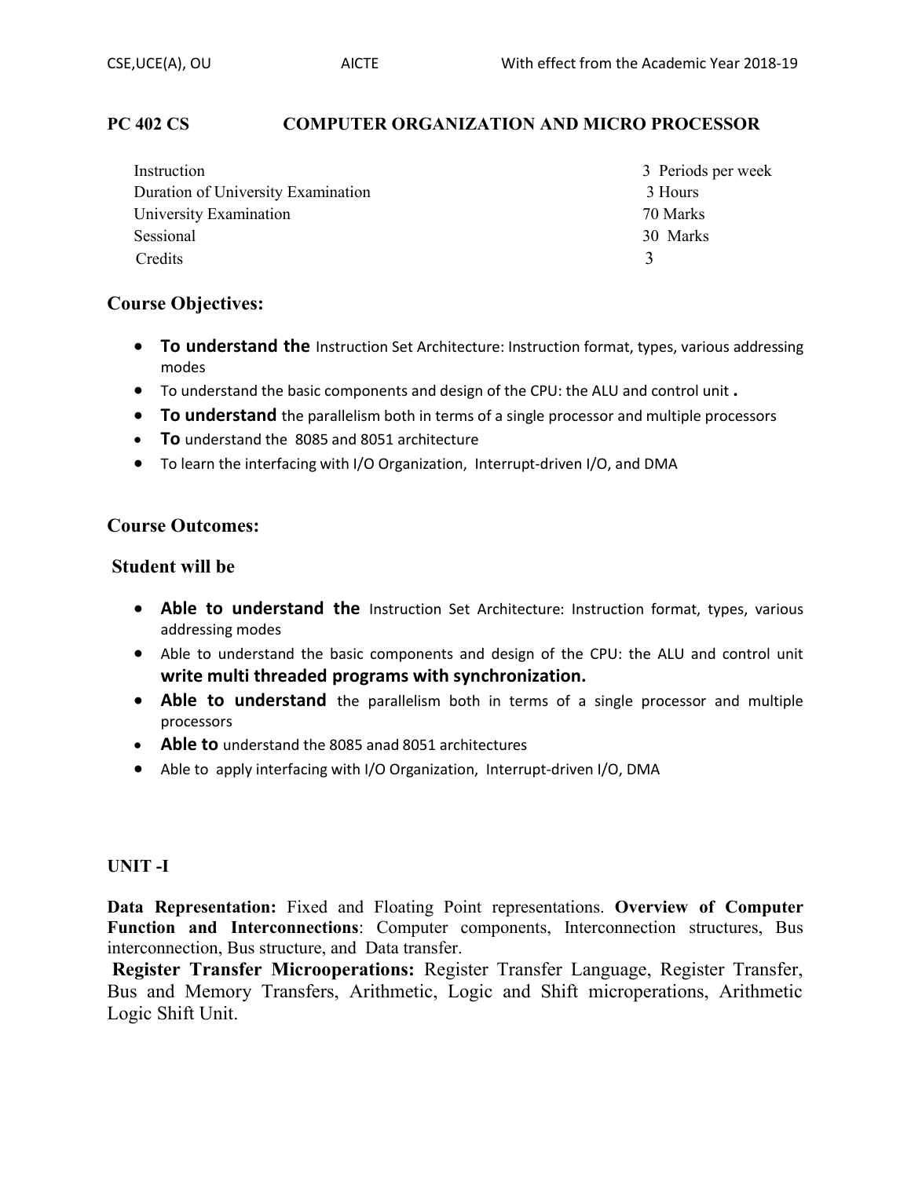## PC 402 CS COMPUTER ORGANIZATION AND MICRO PROCESSOR

| | |
|---|---|
| Instruction | 3 Periods per week |
| Duration of University Examination | 3 Hours |
| University Examination | 70 Marks |
| Sessional | 30 Marks |
| Credits | 3 |

### Course Objectives:

- **To understand the** Instruction Set Architecture: Instruction format, types, various addressing modes
- To understand the basic components and design of the CPU: the ALU and control unit **.**
- **To understand** the parallelism both in terms of a single processor and multiple processors
- **To** understand the 8085 and 8051 architecture
- To learn the interfacing with I/O Organization, Interrupt-driven I/O, and DMA

### Course Outcomes:

**Student will be**

- **Able to understand the** Instruction Set Architecture: Instruction format, types, various addressing modes
- Able to understand the basic components and design of the CPU: the ALU and control unit **write multi threaded programs with synchronization.**
- **Able to understand** the parallelism both in terms of a single processor and multiple processors
- **Able to** understand the 8085 anad 8051 architectures
- Able to apply interfacing with I/O Organization, Interrupt-driven I/O, DMA

#### UNIT -I

**Data Representation:** Fixed and Floating Point representations. **Overview of Computer Function and Interconnections**: Computer components, Interconnection structures, Bus interconnection, Bus structure, and Data transfer.

**Register Transfer Microoperations:** Register Transfer Language, Register Transfer, Bus and Memory Transfers, Arithmetic, Logic and Shift microperations, Arithmetic Logic Shift Unit.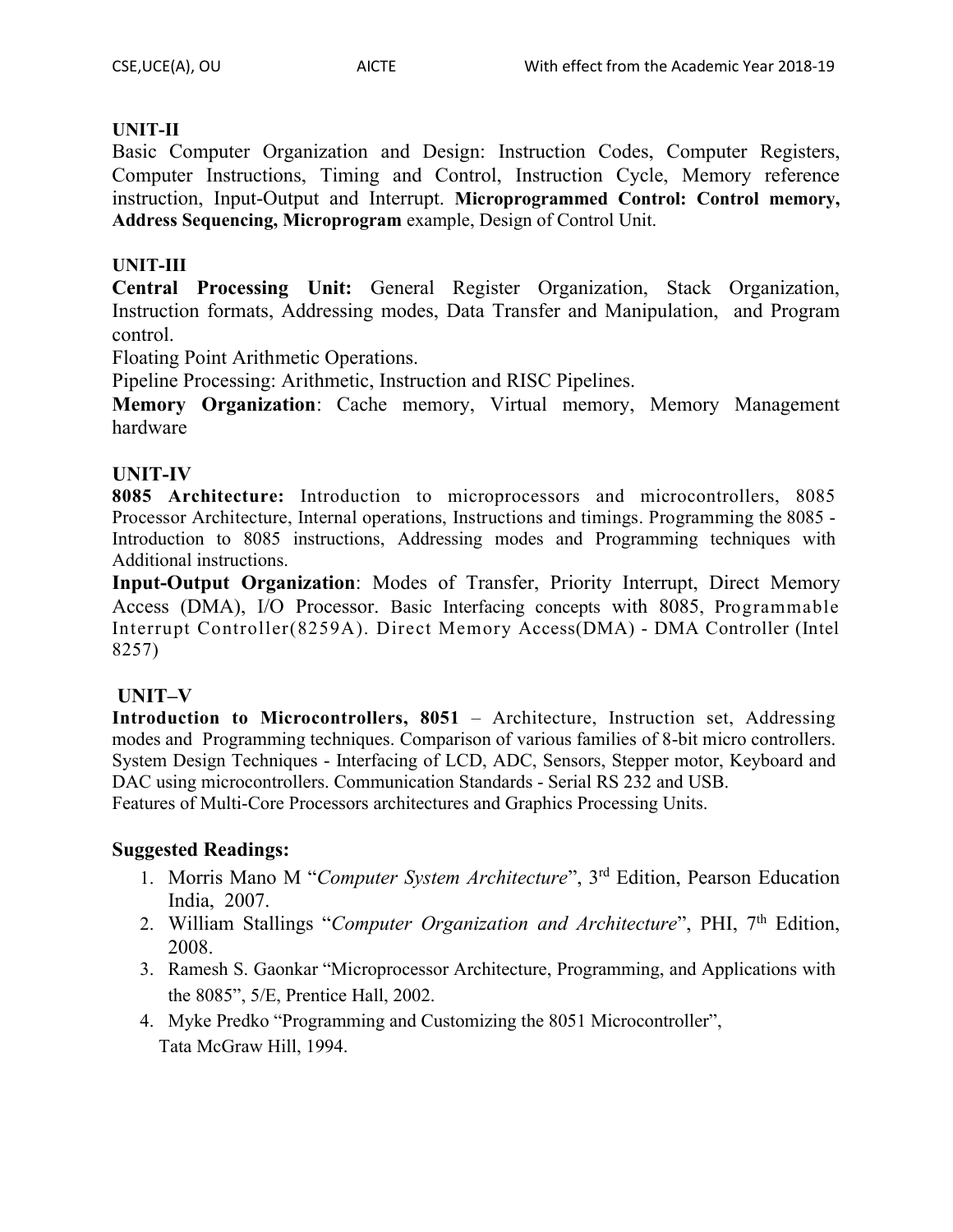### UNIT-II

Basic Computer Organization and Design: Instruction Codes, Computer Registers, Computer Instructions, Timing and Control, Instruction Cycle, Memory reference instruction, Input-Output and Interrupt. **Microprogrammed Control: Control memory, Address Sequencing, Microprogram** example, Design of Control Unit.

### UNIT-III

**Central Processing Unit:** General Register Organization, Stack Organization, Instruction formats, Addressing modes, Data Transfer and Manipulation, and Program control.

Floating Point Arithmetic Operations.

Pipeline Processing: Arithmetic, Instruction and RISC Pipelines.

**Memory Organization**: Cache memory, Virtual memory, Memory Management hardware

### UNIT-IV

**8085 Architecture:** Introduction to microprocessors and microcontrollers, 8085 Processor Architecture, Internal operations, Instructions and timings. Programming the 8085 - Introduction to 8085 instructions, Addressing modes and Programming techniques with Additional instructions.

**Input-Output Organization**: Modes of Transfer, Priority Interrupt, Direct Memory Access (DMA), I/O Processor. Basic Interfacing concepts with 8085, Programmable Interrupt Controller(8259A). Direct Memory Access(DMA) - DMA Controller (Intel 8257)

### UNIT–V

**Introduction to Microcontrollers, 8051** – Architecture, Instruction set, Addressing modes and Programming techniques. Comparison of various families of 8-bit micro controllers. System Design Techniques - Interfacing of LCD, ADC, Sensors, Stepper motor, Keyboard and DAC using microcontrollers. Communication Standards - Serial RS 232 and USB.

Features of Multi-Core Processors architectures and Graphics Processing Units.

### Suggested Readings:

1. Morris Mano M "*Computer System Architecture*", 3rd Edition, Pearson Education India, 2007.
2. William Stallings "*Computer Organization and Architecture*", PHI, 7th Edition, 2008.
3. Ramesh S. Gaonkar "Microprocessor Architecture, Programming, and Applications with the 8085", 5/E, Prentice Hall, 2002.
4. Myke Predko "Programming and Customizing the 8051 Microcontroller", Tata McGraw Hill, 1994.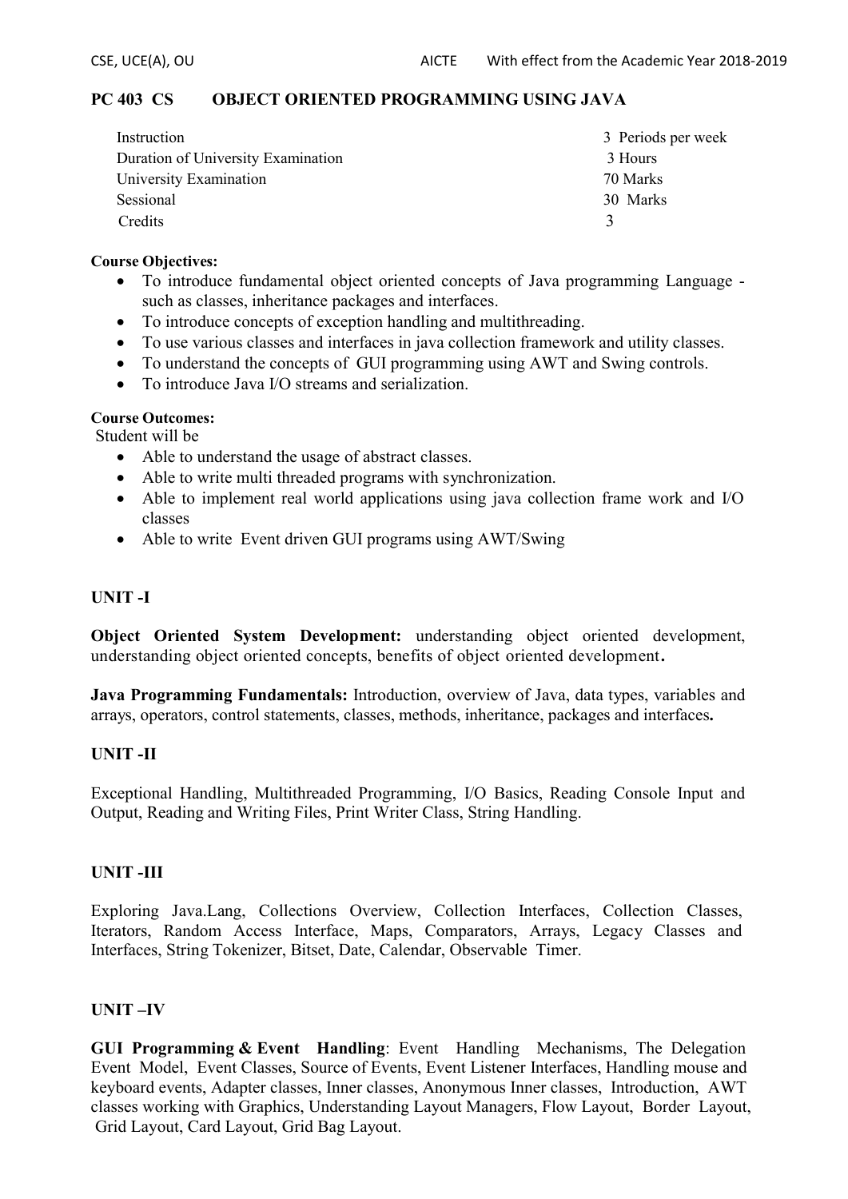## PC 403 CS OBJECT ORIENTED PROGRAMMING USING JAVA

| | |
|---|---|
| Instruction | 3 Periods per week |
| Duration of University Examination | 3 Hours |
| University Examination | 70 Marks |
| Sessional | 30 Marks |
| Credits | 3 |

**Course Objectives:**

- To introduce fundamental object oriented concepts of Java programming Language - such as classes, inheritance packages and interfaces.
- To introduce concepts of exception handling and multithreading.
- To use various classes and interfaces in java collection framework and utility classes.
- To understand the concepts of GUI programming using AWT and Swing controls.
- To introduce Java I/O streams and serialization.

**Course Outcomes:**

Student will be

- Able to understand the usage of abstract classes.
- Able to write multi threaded programs with synchronization.
- Able to implement real world applications using java collection frame work and I/O classes
- Able to write Event driven GUI programs using AWT/Swing

### UNIT -I

**Object Oriented System Development:** understanding object oriented development, understanding object oriented concepts, benefits of object oriented development**.**

**Java Programming Fundamentals:** Introduction, overview of Java, data types, variables and arrays, operators, control statements, classes, methods, inheritance, packages and interfaces**.**

### UNIT -II

Exceptional Handling, Multithreaded Programming, I/O Basics, Reading Console Input and Output, Reading and Writing Files, Print Writer Class, String Handling.

### UNIT -III

Exploring Java.Lang, Collections Overview, Collection Interfaces, Collection Classes, Iterators, Random Access Interface, Maps, Comparators, Arrays, Legacy Classes and Interfaces, String Tokenizer, Bitset, Date, Calendar, Observable Timer.

### UNIT –IV

**GUI Programming & Event Handling**: Event Handling Mechanisms, The Delegation Event Model, Event Classes, Source of Events, Event Listener Interfaces, Handling mouse and keyboard events, Adapter classes, Inner classes, Anonymous Inner classes, Introduction, AWT classes working with Graphics, Understanding Layout Managers, Flow Layout, Border Layout, Grid Layout, Card Layout, Grid Bag Layout.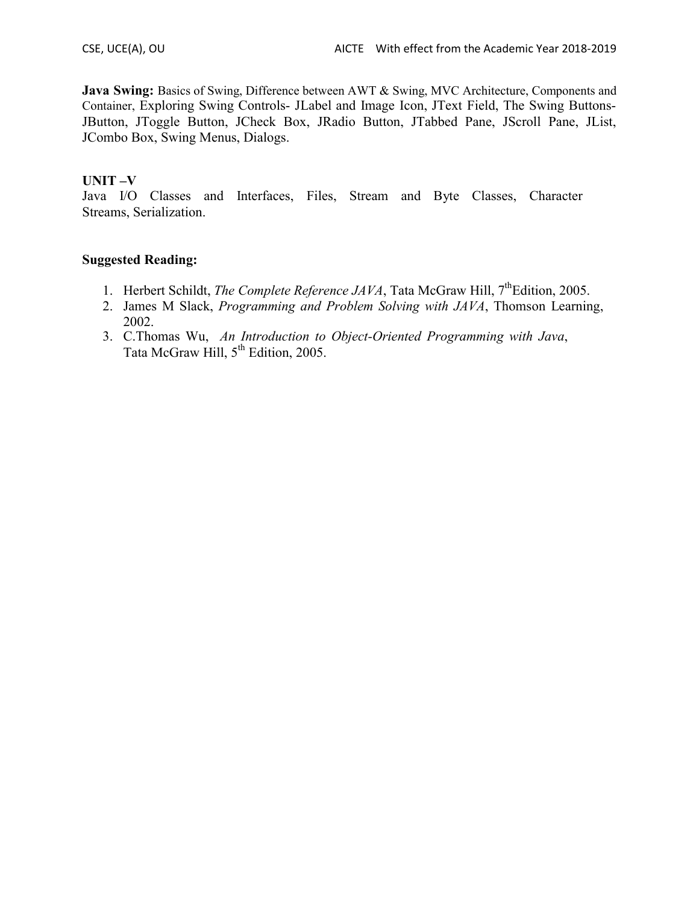**Java Swing:** Basics of Swing, Difference between AWT & Swing, MVC Architecture, Components and Container, Exploring Swing Controls- JLabel and Image Icon, JText Field, The Swing Buttons- JButton, JToggle Button, JCheck Box, JRadio Button, JTabbed Pane, JScroll Pane, JList, JCombo Box, Swing Menus, Dialogs.

**UNIT –V**

Java I/O Classes and Interfaces, Files, Stream and Byte Classes, Character Streams, Serialization.

**Suggested Reading:**

1. Herbert Schildt, *The Complete Reference JAVA*, Tata McGraw Hill, 7th Edition, 2005.
2. James M Slack, *Programming and Problem Solving with JAVA*, Thomson Learning, 2002.
3. C.Thomas Wu, *An Introduction to Object-Oriented Programming with Java*, Tata McGraw Hill, 5th Edition, 2005.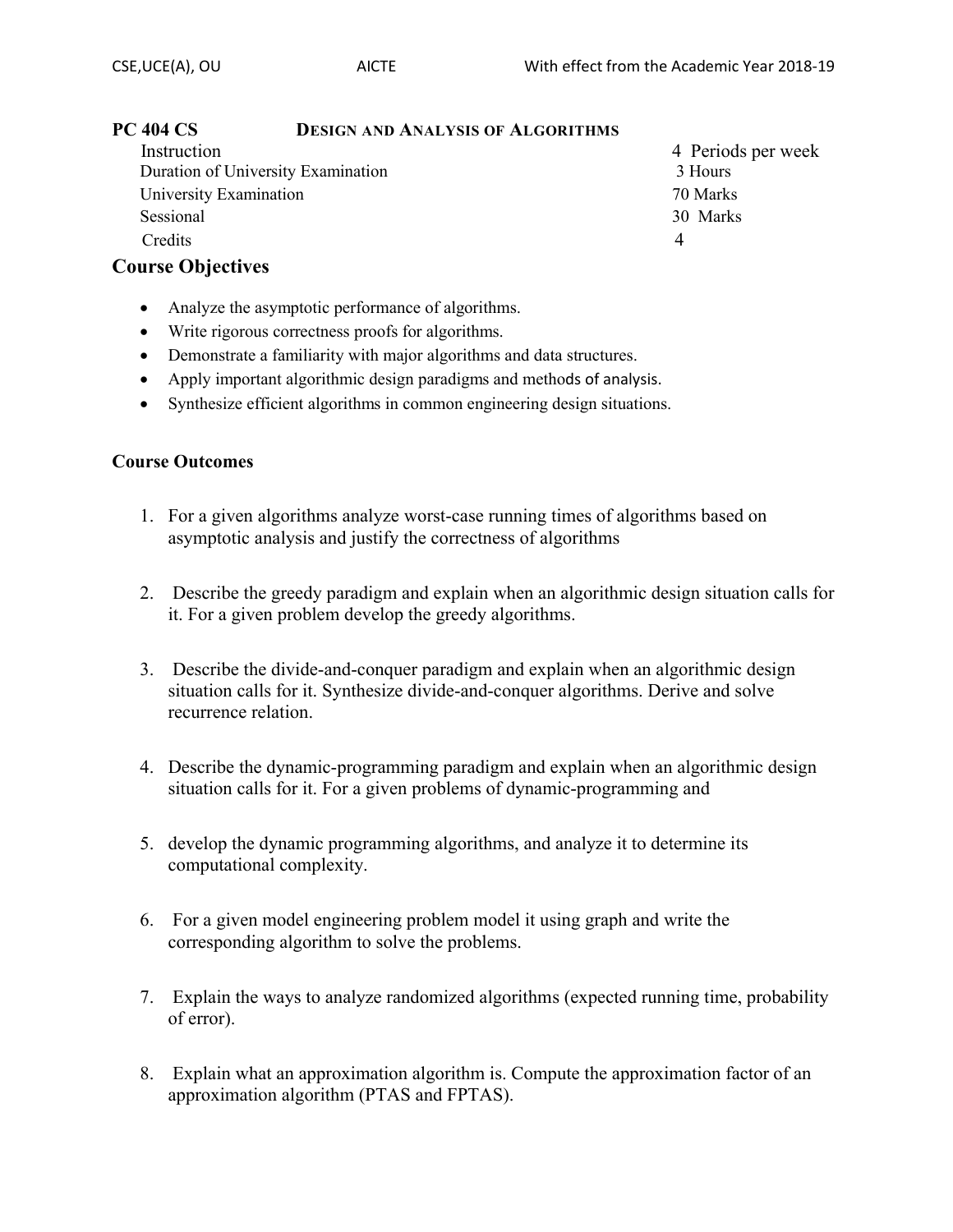## PC 404 CS DESIGN AND ANALYSIS OF ALGORITHMS

| | |
|---|---|
| Instruction | 4 Periods per week |
| Duration of University Examination | 3 Hours |
| University Examination | 70 Marks |
| Sessional | 30 Marks |
| Credits | 4 |

### Course Objectives

- Analyze the asymptotic performance of algorithms.
- Write rigorous correctness proofs for algorithms.
- Demonstrate a familiarity with major algorithms and data structures.
- Apply important algorithmic design paradigms and methods of analysis.
- Synthesize efficient algorithms in common engineering design situations.

### Course Outcomes

1. For a given algorithms analyze worst-case running times of algorithms based on asymptotic analysis and justify the correctness of algorithms
2. Describe the greedy paradigm and explain when an algorithmic design situation calls for it. For a given problem develop the greedy algorithms.
3. Describe the divide-and-conquer paradigm and explain when an algorithmic design situation calls for it. Synthesize divide-and-conquer algorithms. Derive and solve recurrence relation.
4. Describe the dynamic-programming paradigm and explain when an algorithmic design situation calls for it. For a given problems of dynamic-programming and
5. develop the dynamic programming algorithms, and analyze it to determine its computational complexity.
6. For a given model engineering problem model it using graph and write the corresponding algorithm to solve the problems.
7. Explain the ways to analyze randomized algorithms (expected running time, probability of error).
8. Explain what an approximation algorithm is. Compute the approximation factor of an approximation algorithm (PTAS and FPTAS).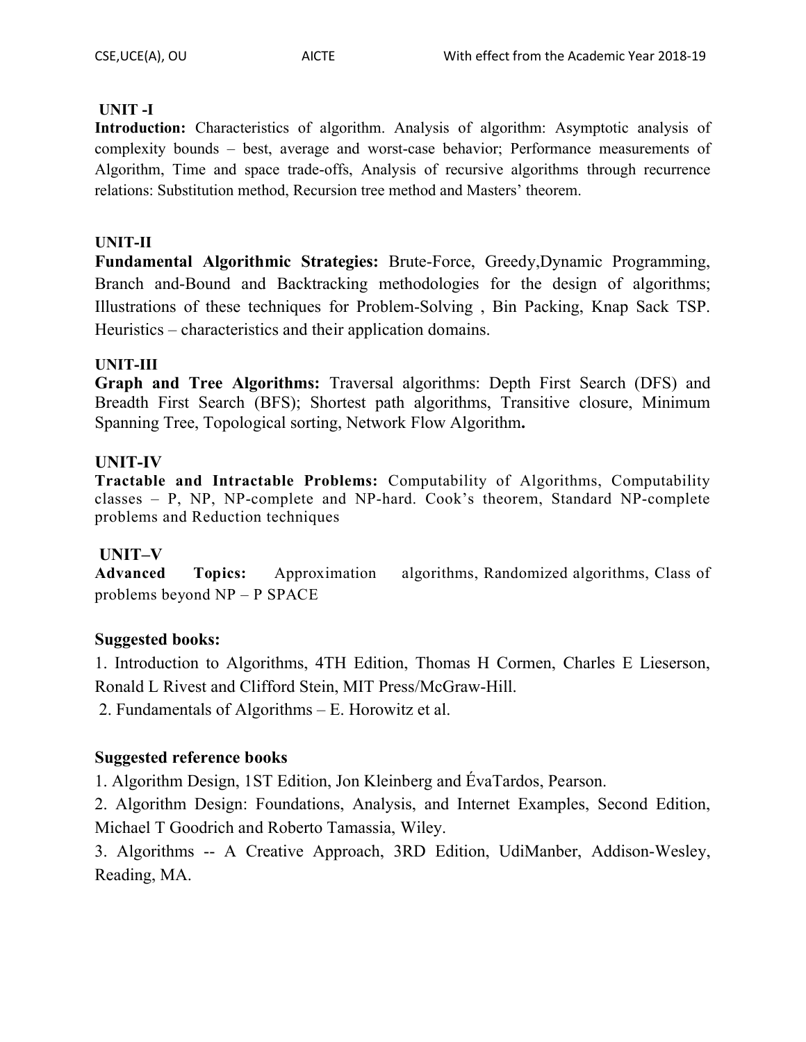**UNIT -I**

**Introduction:** Characteristics of algorithm. Analysis of algorithm: Asymptotic analysis of complexity bounds – best, average and worst-case behavior; Performance measurements of Algorithm, Time and space trade-offs, Analysis of recursive algorithms through recurrence relations: Substitution method, Recursion tree method and Masters' theorem.

**UNIT-II**

**Fundamental Algorithmic Strategies:** Brute-Force, Greedy,Dynamic Programming, Branch and-Bound and Backtracking methodologies for the design of algorithms; Illustrations of these techniques for Problem-Solving , Bin Packing, Knap Sack TSP. Heuristics – characteristics and their application domains.

**UNIT-III**

**Graph and Tree Algorithms:** Traversal algorithms: Depth First Search (DFS) and Breadth First Search (BFS); Shortest path algorithms, Transitive closure, Minimum Spanning Tree, Topological sorting, Network Flow Algorithm**.**

**UNIT-IV**

**Tractable and Intractable Problems:** Computability of Algorithms, Computability classes – P, NP, NP-complete and NP-hard. Cook's theorem, Standard NP-complete problems and Reduction techniques

**UNIT–V**

**Advanced Topics:** Approximation algorithms, Randomized algorithms, Class of problems beyond NP – P SPACE

**Suggested books:**

1. Introduction to Algorithms, 4TH Edition, Thomas H Cormen, Charles E Lieserson, Ronald L Rivest and Clifford Stein, MIT Press/McGraw-Hill.
2. Fundamentals of Algorithms – E. Horowitz et al.

**Suggested reference books**

1. Algorithm Design, 1ST Edition, Jon Kleinberg and ÉvaTardos, Pearson.
2. Algorithm Design: Foundations, Analysis, and Internet Examples, Second Edition, Michael T Goodrich and Roberto Tamassia, Wiley.
3. Algorithms -- A Creative Approach, 3RD Edition, UdiManber, Addison-Wesley, Reading, MA.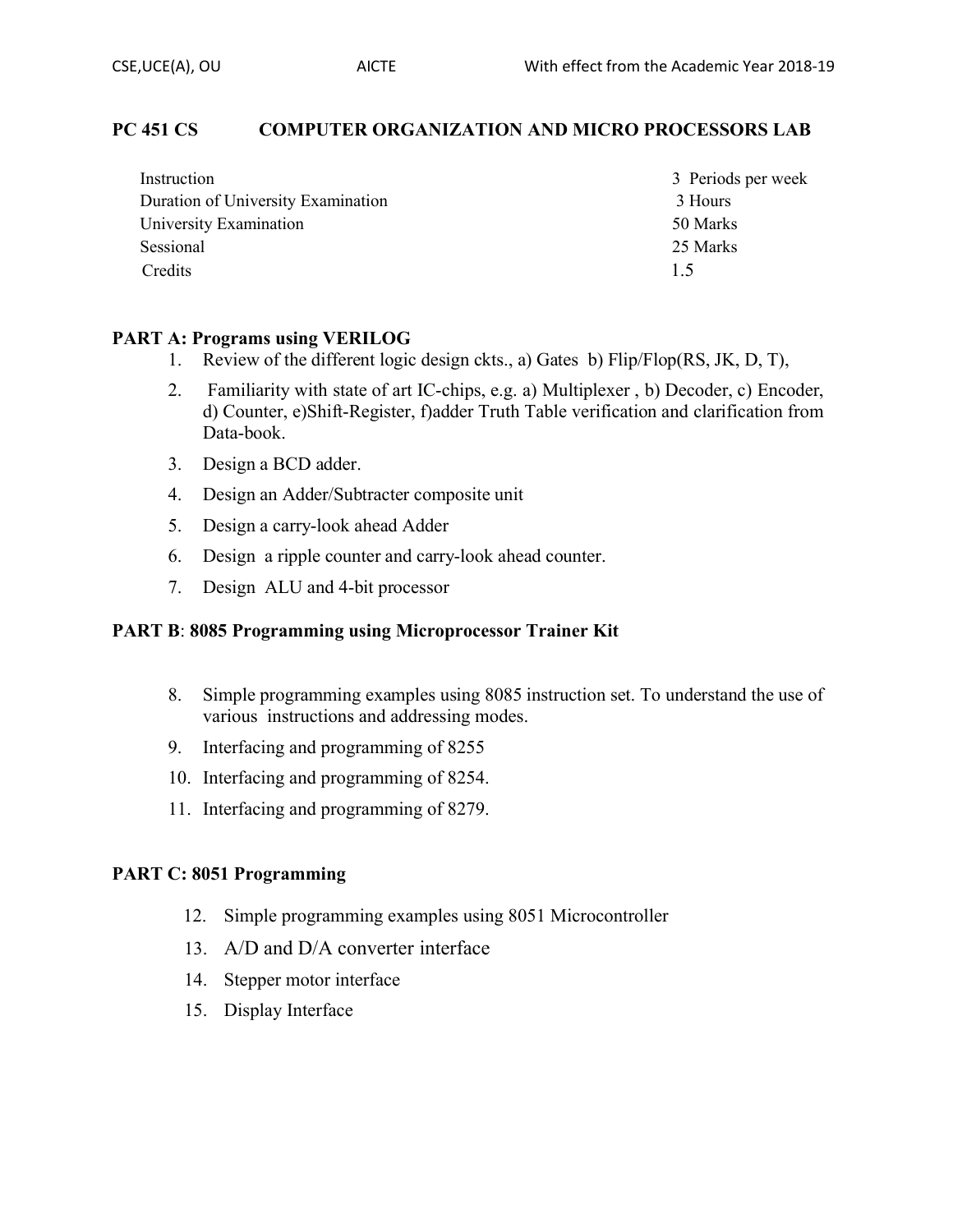## PC 451 CS COMPUTER ORGANIZATION AND MICRO PROCESSORS LAB

| | |
|---|---|
| Instruction | 3 Periods per week |
| Duration of University Examination | 3 Hours |
| University Examination | 50 Marks |
| Sessional | 25 Marks |
| Credits | 1.5 |

**PART A: Programs using VERILOG**

1. Review of the different logic design ckts., a) Gates b) Flip/Flop(RS, JK, D, T),
2. Familiarity with state of art IC-chips, e.g. a) Multiplexer , b) Decoder, c) Encoder, d) Counter, e)Shift-Register, f)adder Truth Table verification and clarification from Data-book.
3. Design a BCD adder.
4. Design an Adder/Subtracter composite unit
5. Design a carry-look ahead Adder
6. Design a ripple counter and carry-look ahead counter.
7. Design ALU and 4-bit processor

**PART B**: **8085 Programming using Microprocessor Trainer Kit**

8. Simple programming examples using 8085 instruction set. To understand the use of various instructions and addressing modes.
9. Interfacing and programming of 8255
10. Interfacing and programming of 8254.
11. Interfacing and programming of 8279.

**PART C: 8051 Programming**

12. Simple programming examples using 8051 Microcontroller
13. A/D and D/A converter interface
14. Stepper motor interface
15. Display Interface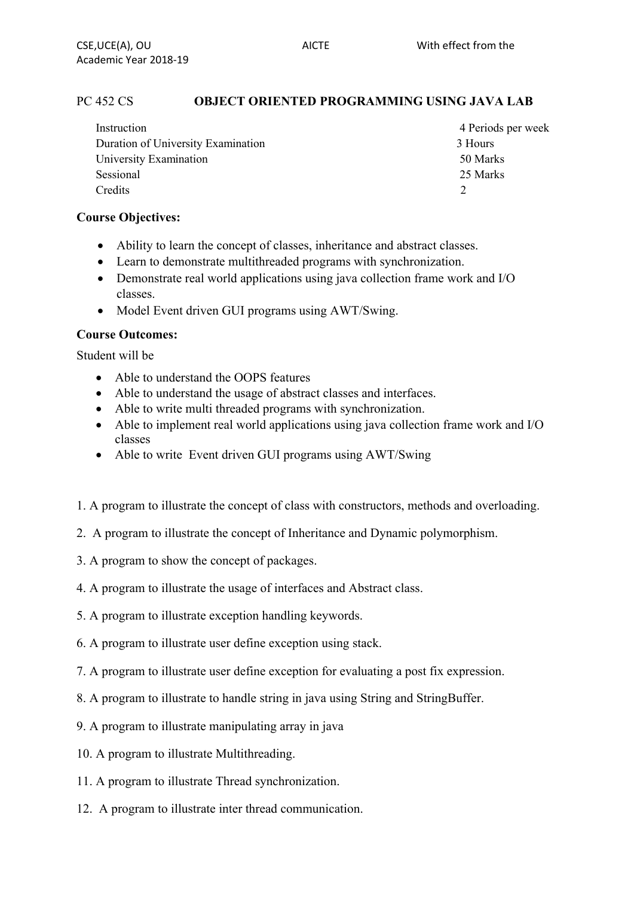## PC 452 CS OBJECT ORIENTED PROGRAMMING USING JAVA LAB

| | |
|---|---|
| Instruction | 4 Periods per week |
| Duration of University Examination | 3 Hours |
| University Examination | 50 Marks |
| Sessional | 25 Marks |
| Credits | 2 |

**Course Objectives:**

- Ability to learn the concept of classes, inheritance and abstract classes.
- Learn to demonstrate multithreaded programs with synchronization.
- Demonstrate real world applications using java collection frame work and I/O classes.
- Model Event driven GUI programs using AWT/Swing.

**Course Outcomes:**

Student will be

- Able to understand the OOPS features
- Able to understand the usage of abstract classes and interfaces.
- Able to write multi threaded programs with synchronization.
- Able to implement real world applications using java collection frame work and I/O classes
- Able to write Event driven GUI programs using AWT/Swing

1. A program to illustrate the concept of class with constructors, methods and overloading.
2. A program to illustrate the concept of Inheritance and Dynamic polymorphism.
3. A program to show the concept of packages.
4. A program to illustrate the usage of interfaces and Abstract class.
5. A program to illustrate exception handling keywords.
6. A program to illustrate user define exception using stack.
7. A program to illustrate user define exception for evaluating a post fix expression.
8. A program to illustrate to handle string in java using String and StringBuffer.
9. A program to illustrate manipulating array in java
10. A program to illustrate Multithreading.
11. A program to illustrate Thread synchronization.
12. A program to illustrate inter thread communication.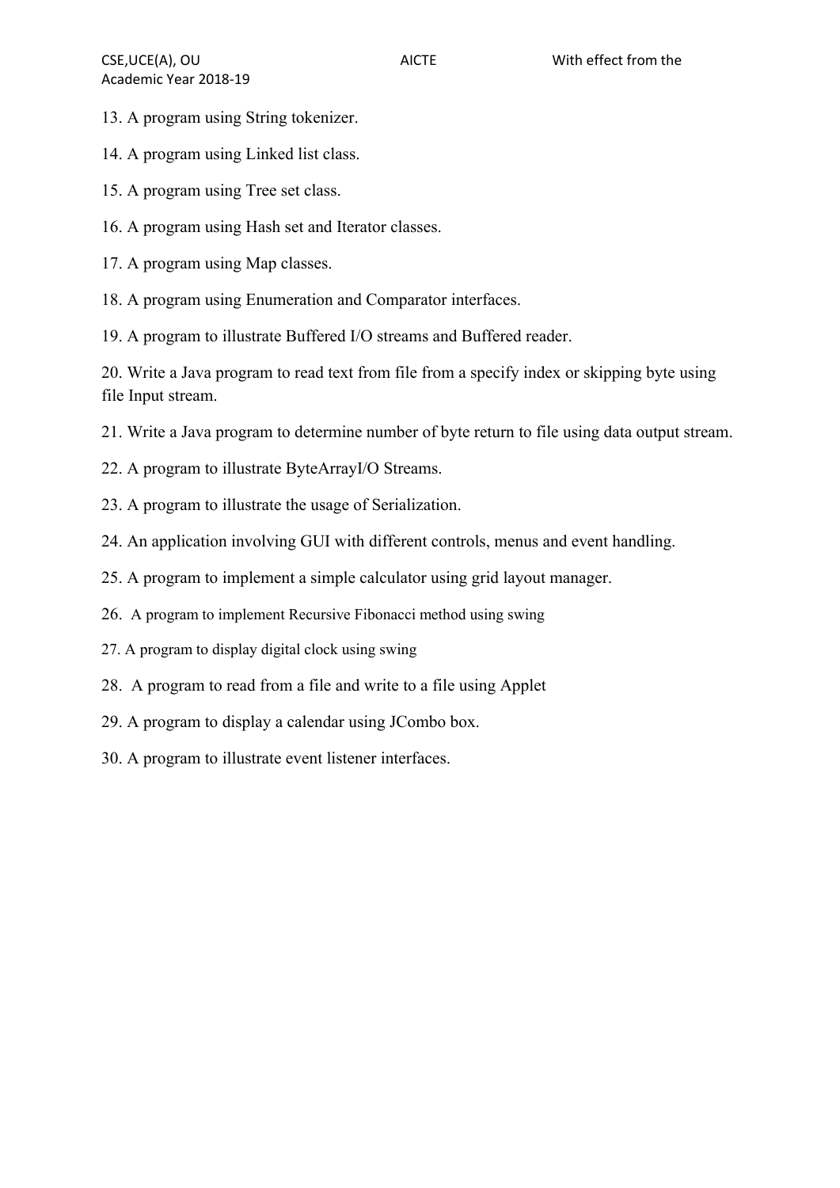13. A program using String tokenizer.

14. A program using Linked list class.

15. A program using Tree set class.

16. A program using Hash set and Iterator classes.

17. A program using Map classes.

18. A program using Enumeration and Comparator interfaces.

19. A program to illustrate Buffered I/O streams and Buffered reader.

20. Write a Java program to read text from file from a specify index or skipping byte using file Input stream.

21. Write a Java program to determine number of byte return to file using data output stream.

22. A program to illustrate ByteArrayI/O Streams.

23. A program to illustrate the usage of Serialization.

24. An application involving GUI with different controls, menus and event handling.

25. A program to implement a simple calculator using grid layout manager.

26. A program to implement Recursive Fibonacci method using swing

27. A program to display digital clock using swing

28. A program to read from a file and write to a file using Applet

29. A program to display a calendar using JCombo box.

30. A program to illustrate event listener interfaces.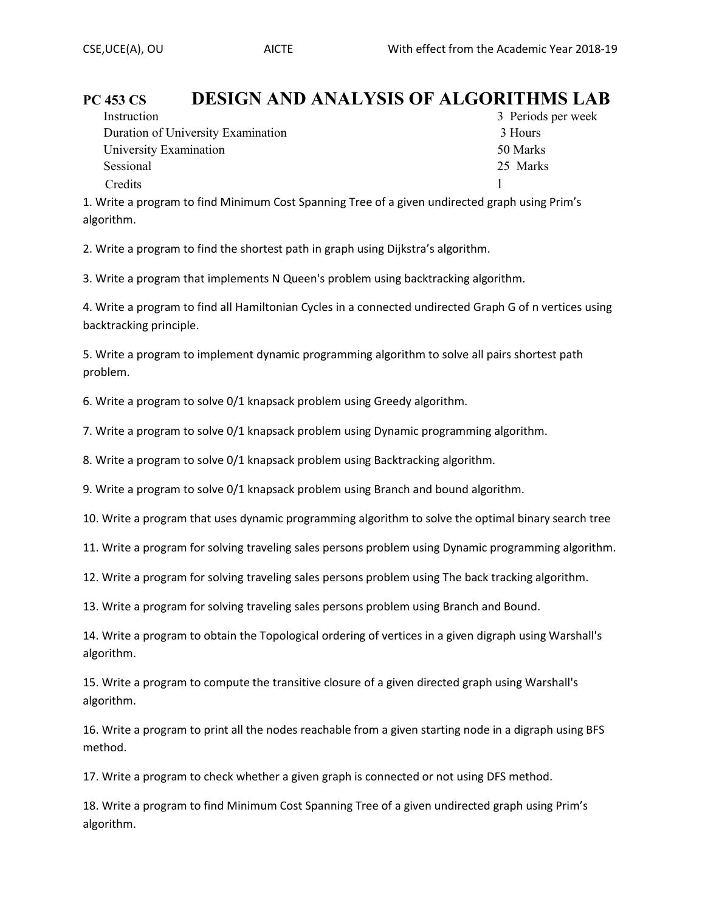## PC 453 CS DESIGN AND ANALYSIS OF ALGORITHMS LAB

| | |
|---|---|
| Instruction | 3 Periods per week |
| Duration of University Examination | 3 Hours |
| University Examination | 50 Marks |
| Sessional | 25 Marks |
| Credits | 1 |

1. Write a program to find Minimum Cost Spanning Tree of a given undirected graph using Prim's algorithm.

2. Write a program to find the shortest path in graph using Dijkstra's algorithm.

3. Write a program that implements N Queen's problem using backtracking algorithm.

4. Write a program to find all Hamiltonian Cycles in a connected undirected Graph G of n vertices using backtracking principle.

5. Write a program to implement dynamic programming algorithm to solve all pairs shortest path problem.

6. Write a program to solve 0/1 knapsack problem using Greedy algorithm.

7. Write a program to solve 0/1 knapsack problem using Dynamic programming algorithm.

8. Write a program to solve 0/1 knapsack problem using Backtracking algorithm.

9. Write a program to solve 0/1 knapsack problem using Branch and bound algorithm.

10. Write a program that uses dynamic programming algorithm to solve the optimal binary search tree

11. Write a program for solving traveling sales persons problem using Dynamic programming algorithm.

12. Write a program for solving traveling sales persons problem using The back tracking algorithm.

13. Write a program for solving traveling sales persons problem using Branch and Bound.

14. Write a program to obtain the Topological ordering of vertices in a given digraph using Warshall's algorithm.

15. Write a program to compute the transitive closure of a given directed graph using Warshall's algorithm.

16. Write a program to print all the nodes reachable from a given starting node in a digraph using BFS method.

17. Write a program to check whether a given graph is connected or not using DFS method.

18. Write a program to find Minimum Cost Spanning Tree of a given undirected graph using Prim's algorithm.